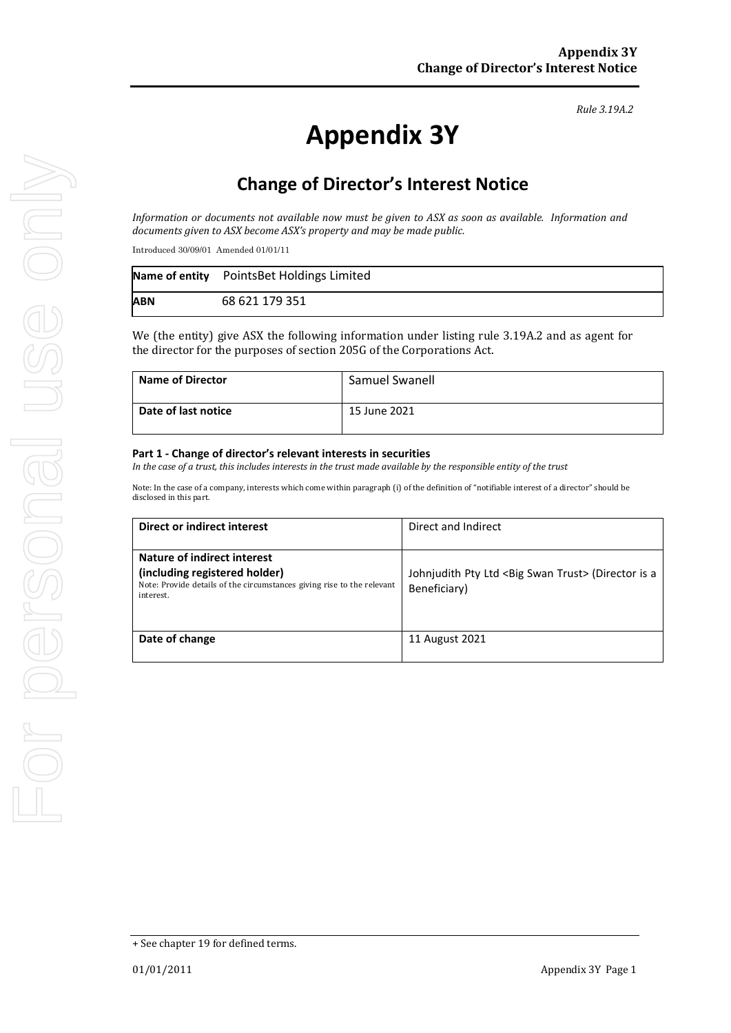*Rule 3.19A.2*

# Appendix 3Y

## Change of Director's Interest Notice

*Information or documents not available now must be given to ASX as soon as available. Information and documents given to ASX become ASX's property and may be made public.*

Introduced 30/09/01 Amended 01/01/11

| **Name of entity** | PointsBet Holdings Limited |
|---|---|
| **ABN** | 68 621 179 351 |

We (the entity) give ASX the following information under listing rule 3.19A.2 and as agent for the director for the purposes of section 205G of the Corporations Act.

| **Name of Director** | Samuel Swanell |
|---|---|
| **Date of last notice** | 15 June 2021 |

**Part 1 - Change of director's relevant interests in securities**

*In the case of a trust, this includes interests in the trust made available by the responsible entity of the trust*

Note: In the case of a company, interests which come within paragraph (i) of the definition of "notifiable interest of a director" should be disclosed in this part.

| **Direct or indirect interest** | Direct and Indirect |
|---|---|
| **Nature of indirect interest (including registered holder)** Note: Provide details of the circumstances giving rise to the relevant interest. | Johnjudith Pty Ltd <Big Swan Trust> (Director is a Beneficiary) |
| **Date of change** | 11 August 2021 |

+ See chapter 19 for defined terms.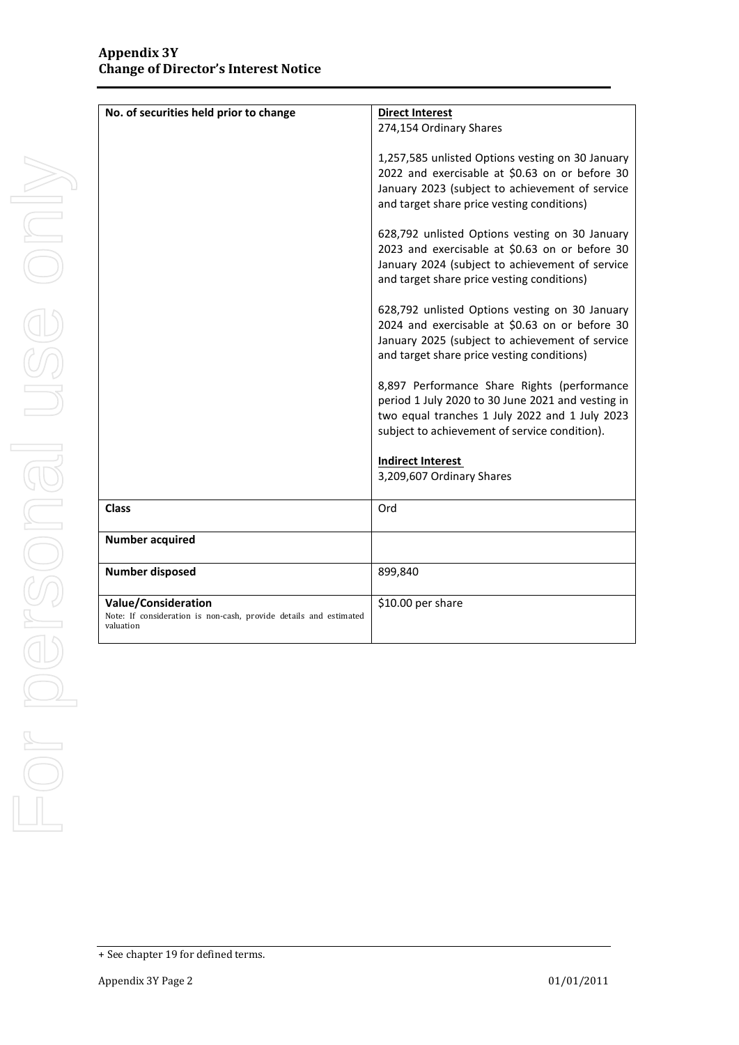| No. of securities held prior to change | **Direct Interest**<br>274,154 Ordinary Shares<br><br>1,257,585 unlisted Options vesting on 30 January 2022 and exercisable at $0.63 on or before 30 January 2023 (subject to achievement of service and target share price vesting conditions)<br><br>628,792 unlisted Options vesting on 30 January 2023 and exercisable at $0.63 on or before 30 January 2024 (subject to achievement of service and target share price vesting conditions)<br><br>628,792 unlisted Options vesting on 30 January 2024 and exercisable at $0.63 on or before 30 January 2025 (subject to achievement of service and target share price vesting conditions)<br><br>8,897 Performance Share Rights (performance period 1 July 2020 to 30 June 2021 and vesting in two equal tranches 1 July 2022 and 1 July 2023 subject to achievement of service condition).<br><br>**Indirect Interest**<br>3,209,607 Ordinary Shares |
|---|---|
| **Class** | Ord |
| **Number acquired** | |
| **Number disposed** | 899,840 |
| **Value/Consideration**<br>Note: If consideration is non-cash, provide details and estimated valuation | $10.00 per share |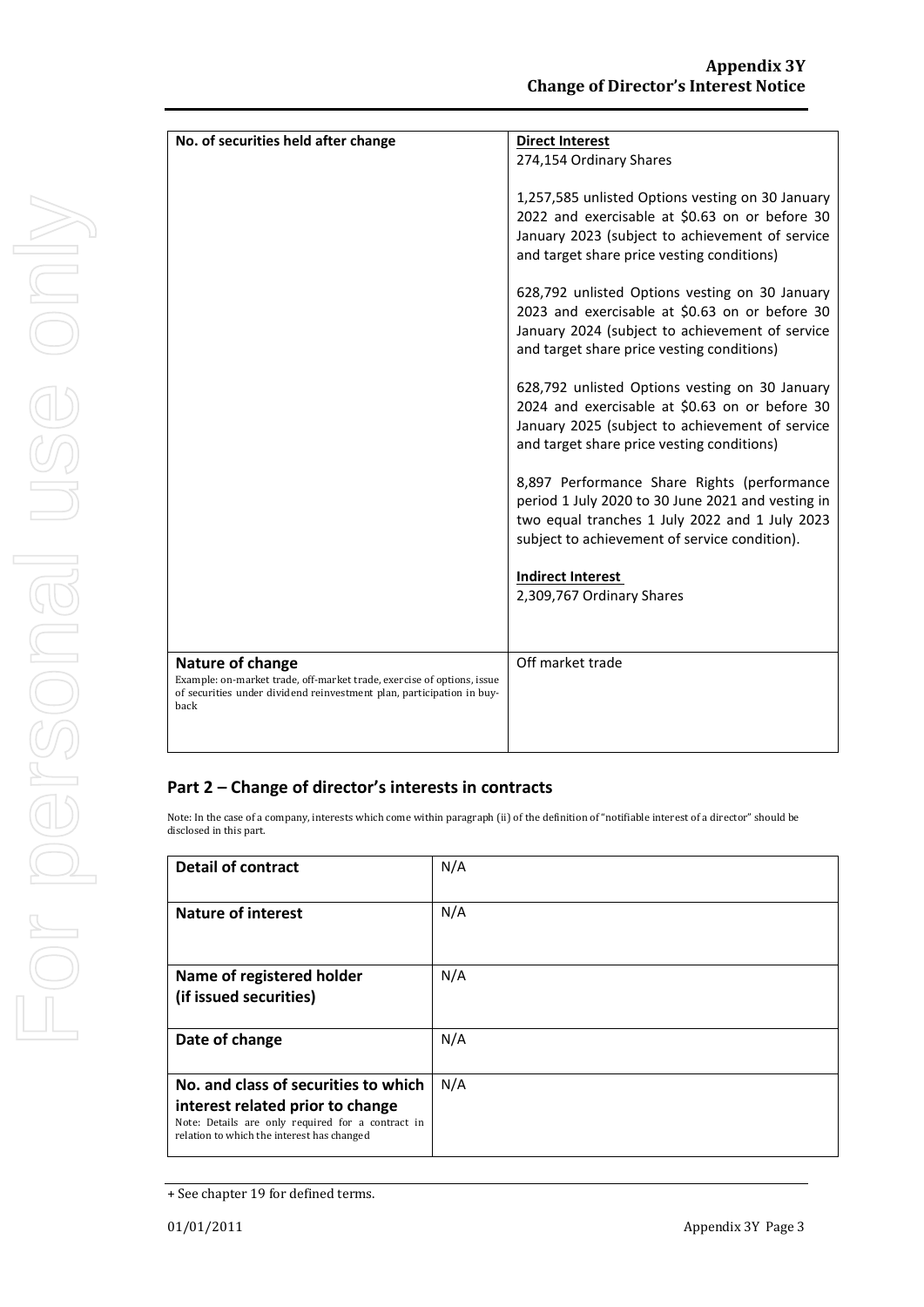| No. of securities held after change | **Direct Interest**<br>274,154 Ordinary Shares<br><br>1,257,585 unlisted Options vesting on 30 January 2022 and exercisable at $0.63 on or before 30 January 2023 (subject to achievement of service and target share price vesting conditions)<br><br>628,792 unlisted Options vesting on 30 January 2023 and exercisable at $0.63 on or before 30 January 2024 (subject to achievement of service and target share price vesting conditions)<br><br>628,792 unlisted Options vesting on 30 January 2024 and exercisable at $0.63 on or before 30 January 2025 (subject to achievement of service and target share price vesting conditions)<br><br>8,897 Performance Share Rights (performance period 1 July 2020 to 30 June 2021 and vesting in two equal tranches 1 July 2022 and 1 July 2023 subject to achievement of service condition).<br><br>**Indirect Interest**<br>2,309,767 Ordinary Shares |
|---|---|
| **Nature of change**<br>Example: on-market trade, off-market trade, exercise of options, issue of securities under dividend reinvestment plan, participation in buy-back | Off market trade |

## Part 2 – Change of director's interests in contracts

Note: In the case of a company, interests which come within paragraph (ii) of the definition of "notifiable interest of a director" should be disclosed in this part.

| **Detail of contract** | N/A |
|---|---|
| **Nature of interest** | N/A |
| **Name of registered holder (if issued securities)** | N/A |
| **Date of change** | N/A |
| **No. and class of securities to which interest related prior to change**<br>Note: Details are only required for a contract in relation to which the interest has changed | N/A |

+ See chapter 19 for defined terms.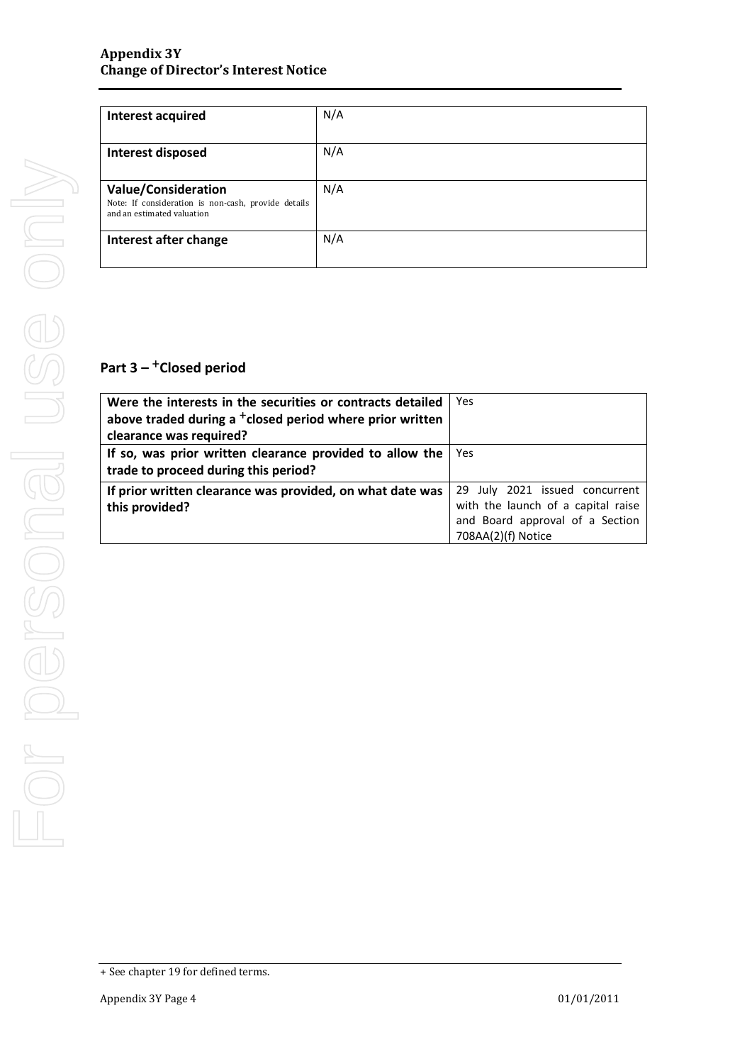| | |
|---|---|
| **Interest acquired** | N/A |
| **Interest disposed** | N/A |
| **Value/Consideration**<br>Note: If consideration is non-cash, provide details and an estimated valuation | N/A |
| **Interest after change** | N/A |

## Part 3 – +Closed period

| | |
|---|---|
| **Were the interests in the securities or contracts detailed above traded during a +closed period where prior written clearance was required?** | Yes |
| **If so, was prior written clearance provided to allow the trade to proceed during this period?** | Yes |
| **If prior written clearance was provided, on what date was this provided?** | 29 July 2021 issued concurrent with the launch of a capital raise and Board approval of a Section 708AA(2)(f) Notice |

+ See chapter 19 for defined terms.